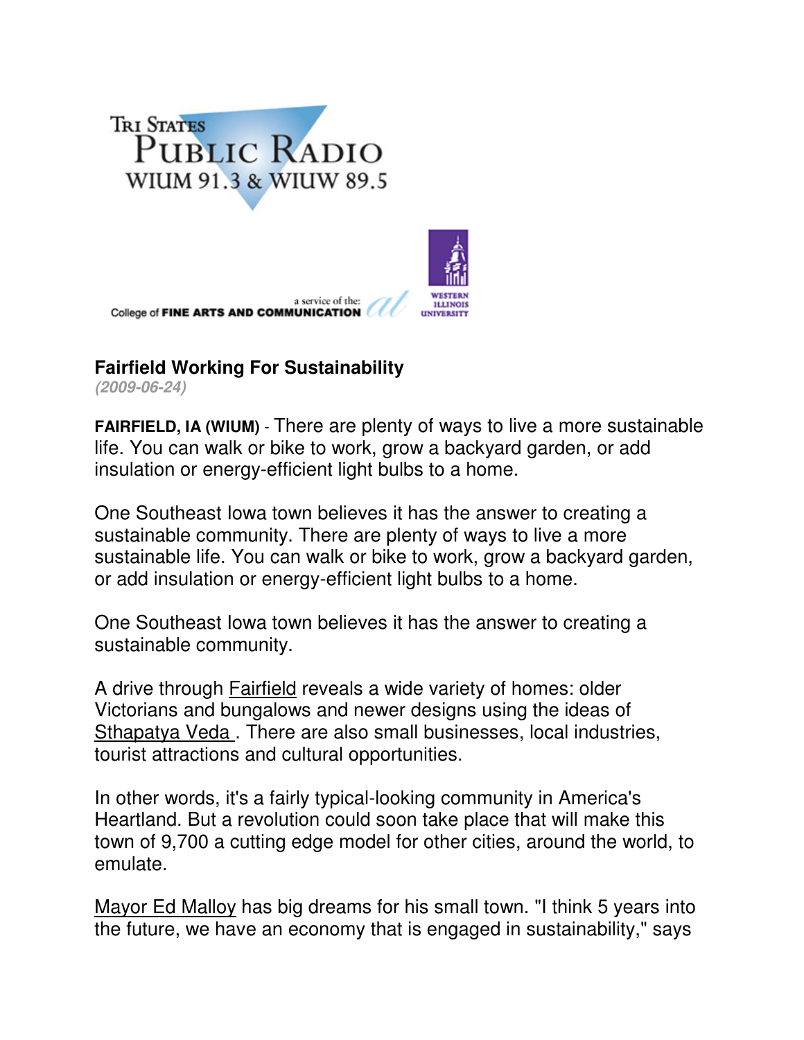Tri States Public Radio
WIUM 91.3 & WIUW 89.5

College of FINE ARTS AND COMMUNICATION a service of the: Western Illinois University

## Fairfield Working For Sustainability

*(2009-06-24)*

**FAIRFIELD, IA (WIUM)** - There are plenty of ways to live a more sustainable life. You can walk or bike to work, grow a backyard garden, or add insulation or energy-efficient light bulbs to a home.

One Southeast Iowa town believes it has the answer to creating a sustainable community. There are plenty of ways to live a more sustainable life. You can walk or bike to work, grow a backyard garden, or add insulation or energy-efficient light bulbs to a home.

One Southeast Iowa town believes it has the answer to creating a sustainable community.

A drive through Fairfield reveals a wide variety of homes: older Victorians and bungalows and newer designs using the ideas of Sthapatya Veda . There are also small businesses, local industries, tourist attractions and cultural opportunities.

In other words, it's a fairly typical-looking community in America's Heartland. But a revolution could soon take place that will make this town of 9,700 a cutting edge model for other cities, around the world, to emulate.

Mayor Ed Malloy has big dreams for his small town. "I think 5 years into the future, we have an economy that is engaged in sustainability," says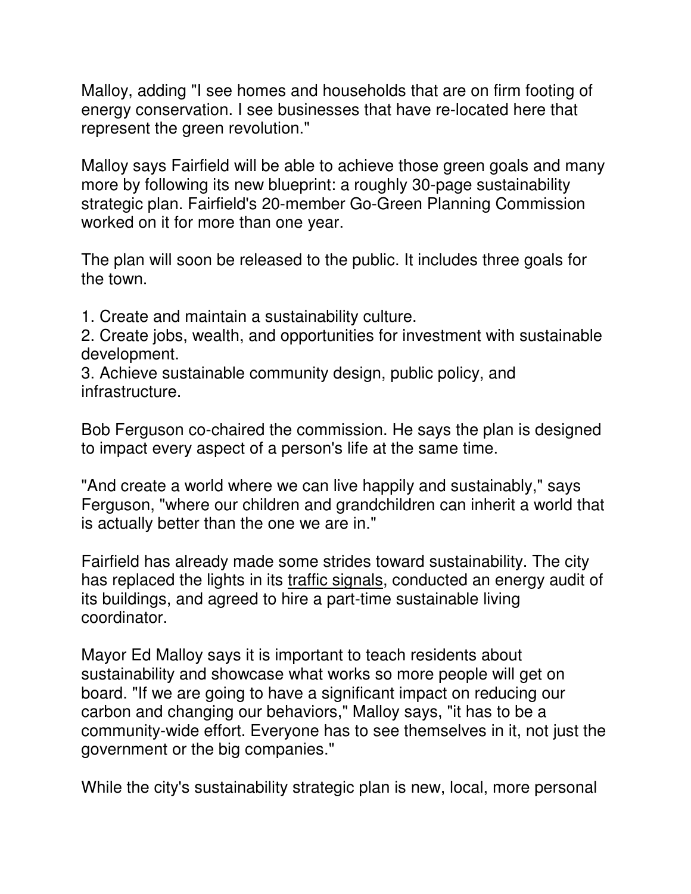Malloy, adding "I see homes and households that are on firm footing of energy conservation. I see businesses that have re-located here that represent the green revolution."

Malloy says Fairfield will be able to achieve those green goals and many more by following its new blueprint: a roughly 30-page sustainability strategic plan. Fairfield's 20-member Go-Green Planning Commission worked on it for more than one year.

The plan will soon be released to the public. It includes three goals for the town.

1. Create and maintain a sustainability culture.
2. Create jobs, wealth, and opportunities for investment with sustainable development.
3. Achieve sustainable community design, public policy, and infrastructure.

Bob Ferguson co-chaired the commission. He says the plan is designed to impact every aspect of a person's life at the same time.

"And create a world where we can live happily and sustainably," says Ferguson, "where our children and grandchildren can inherit a world that is actually better than the one we are in."

Fairfield has already made some strides toward sustainability. The city has replaced the lights in its traffic signals, conducted an energy audit of its buildings, and agreed to hire a part-time sustainable living coordinator.

Mayor Ed Malloy says it is important to teach residents about sustainability and showcase what works so more people will get on board. "If we are going to have a significant impact on reducing our carbon and changing our behaviors," Malloy says, "it has to be a community-wide effort. Everyone has to see themselves in it, not just the government or the big companies."

While the city's sustainability strategic plan is new, local, more personal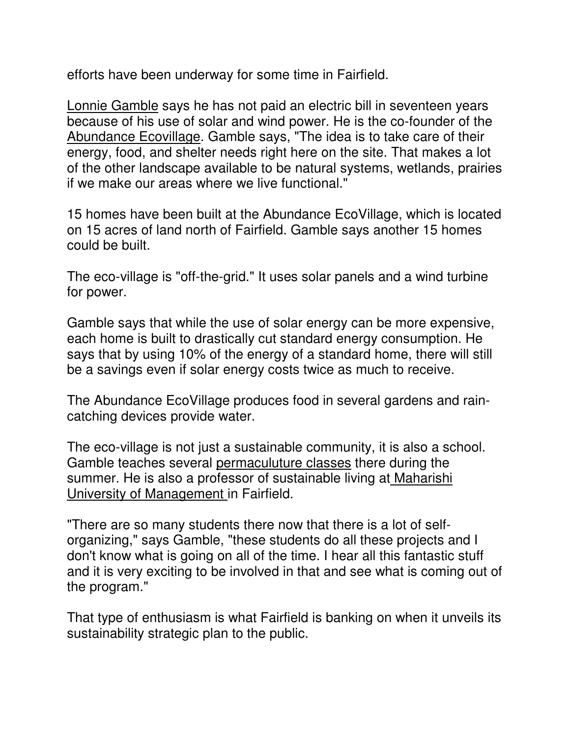efforts have been underway for some time in Fairfield.

Lonnie Gamble says he has not paid an electric bill in seventeen years because of his use of solar and wind power. He is the co-founder of the Abundance Ecovillage. Gamble says, "The idea is to take care of their energy, food, and shelter needs right here on the site. That makes a lot of the other landscape available to be natural systems, wetlands, prairies if we make our areas where we live functional."

15 homes have been built at the Abundance EcoVillage, which is located on 15 acres of land north of Fairfield. Gamble says another 15 homes could be built.

The eco-village is "off-the-grid." It uses solar panels and a wind turbine for power.

Gamble says that while the use of solar energy can be more expensive, each home is built to drastically cut standard energy consumption. He says that by using 10% of the energy of a standard home, there will still be a savings even if solar energy costs twice as much to receive.

The Abundance EcoVillage produces food in several gardens and rain-catching devices provide water.

The eco-village is not just a sustainable community, it is also a school. Gamble teaches several permaculuture classes there during the summer. He is also a professor of sustainable living at Maharishi University of Management in Fairfield.

"There are so many students there now that there is a lot of self-organizing," says Gamble, "these students do all these projects and I don't know what is going on all of the time. I hear all this fantastic stuff and it is very exciting to be involved in that and see what is coming out of the program."

That type of enthusiasm is what Fairfield is banking on when it unveils its sustainability strategic plan to the public.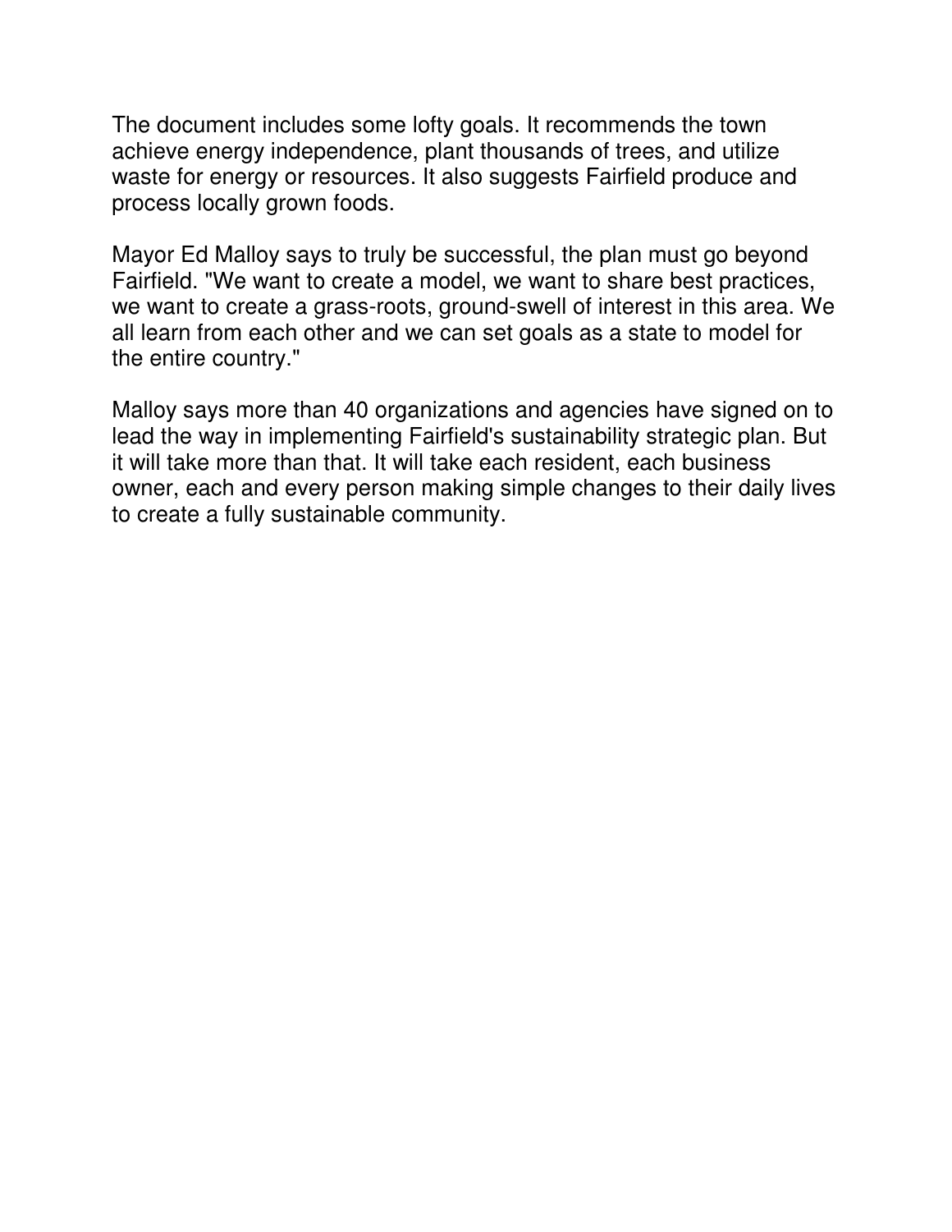The document includes some lofty goals. It recommends the town achieve energy independence, plant thousands of trees, and utilize waste for energy or resources. It also suggests Fairfield produce and process locally grown foods.

Mayor Ed Malloy says to truly be successful, the plan must go beyond Fairfield. "We want to create a model, we want to share best practices, we want to create a grass-roots, ground-swell of interest in this area. We all learn from each other and we can set goals as a state to model for the entire country."

Malloy says more than 40 organizations and agencies have signed on to lead the way in implementing Fairfield's sustainability strategic plan. But it will take more than that. It will take each resident, each business owner, each and every person making simple changes to their daily lives to create a fully sustainable community.